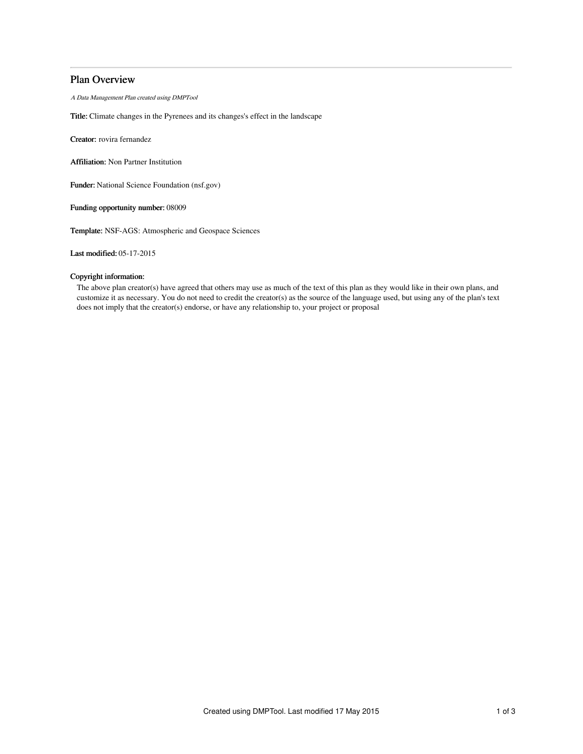# Plan Overview

*A Data Management Plan created using DMPTool*

**Title:** Climate changes in the Pyrenees and its changes's effect in the landscape

**Creator:** rovira fernandez

**Affiliation:** Non Partner Institution

**Funder:** National Science Foundation (nsf.gov)

**Funding opportunity number:** 08009

**Template:** NSF-AGS: Atmospheric and Geospace Sciences

**Last modified:** 05-17-2015

**Copyright information:**

The above plan creator(s) have agreed that others may use as much of the text of this plan as they would like in their own plans, and customize it as necessary. You do not need to credit the creator(s) as the source of the language used, but using any of the plan's text does not imply that the creator(s) endorse, or have any relationship to, your project or proposal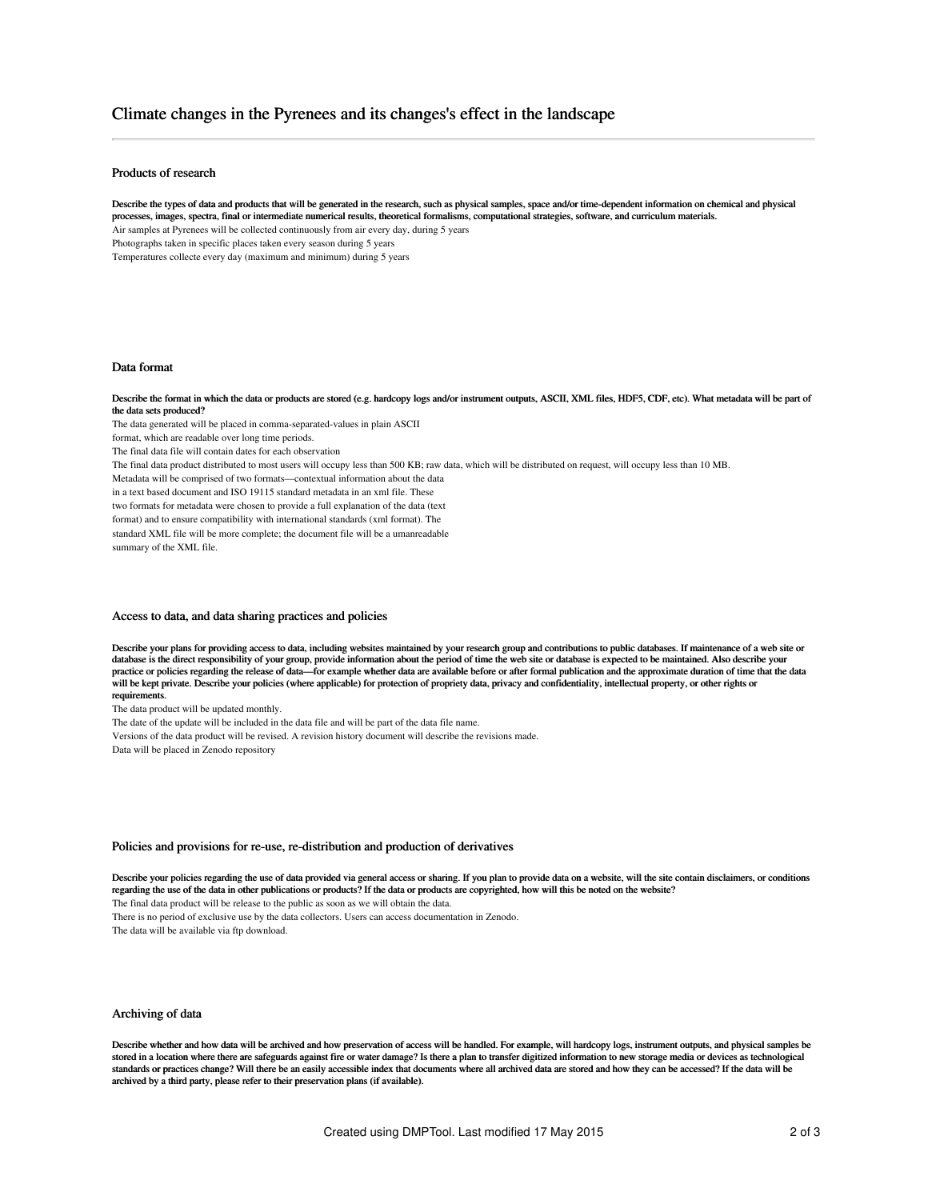# Climate changes in the Pyrenees and its changes's effect in the landscape

## Products of research

**Describe the types of data and products that will be generated in the research, such as physical samples, space and/or time-dependent information on chemical and physical processes, images, spectra, final or intermediate numerical results, theoretical formalisms, computational strategies, software, and curriculum materials.**

Air samples at Pyrenees will be collected continuously from air every day, during 5 years

Photographs taken in specific places taken every season during 5 years

Temperatures collecte every day (maximum and minimum) during 5 years

## Data format

**Describe the format in which the data or products are stored (e.g. hardcopy logs and/or instrument outputs, ASCII, XML files, HDF5, CDF, etc). What metadata will be part of the data sets produced?**

The data generated will be placed in comma-separated-values in plain ASCII format, which are readable over long time periods.

The final data file will contain dates for each observation

The final data product distributed to most users will occupy less than 500 KB; raw data, which will be distributed on request, will occupy less than 10 MB.

Metadata will be comprised of two formats—contextual information about the data in a text based document and ISO 19115 standard metadata in an xml file. These two formats for metadata were chosen to provide a full explanation of the data (text format) and to ensure compatibility with international standards (xml format). The standard XML file will be more complete; the document file will be a umanreadable summary of the XML file.

## Access to data, and data sharing practices and policies

**Describe your plans for providing access to data, including websites maintained by your research group and contributions to public databases. If maintenance of a web site or database is the direct responsibility of your group, provide information about the period of time the web site or database is expected to be maintained. Also describe your practice or policies regarding the release of data—for example whether data are available before or after formal publication and the approximate duration of time that the data will be kept private. Describe your policies (where applicable) for protection of propriety data, privacy and confidentiality, intellectual property, or other rights or requirements.**

The data product will be updated monthly.

The date of the update will be included in the data file and will be part of the data file name.

Versions of the data product will be revised. A revision history document will describe the revisions made.

Data will be placed in Zenodo repository

## Policies and provisions for re-use, re-distribution and production of derivatives

**Describe your policies regarding the use of data provided via general access or sharing. If you plan to provide data on a website, will the site contain disclaimers, or conditions regarding the use of the data in other publications or products? If the data or products are copyrighted, how will this be noted on the website?**

The final data product will be release to the public as soon as we will obtain the data.

There is no period of exclusive use by the data collectors. Users can access documentation in Zenodo.

The data will be available via ftp download.

## Archiving of data

**Describe whether and how data will be archived and how preservation of access will be handled. For example, will hardcopy logs, instrument outputs, and physical samples be stored in a location where there are safeguards against fire or water damage? Is there a plan to transfer digitized information to new storage media or devices as technological standards or practices change? Will there be an easily accessible index that documents where all archived data are stored and how they can be accessed? If the data will be archived by a third party, please refer to their preservation plans (if available).**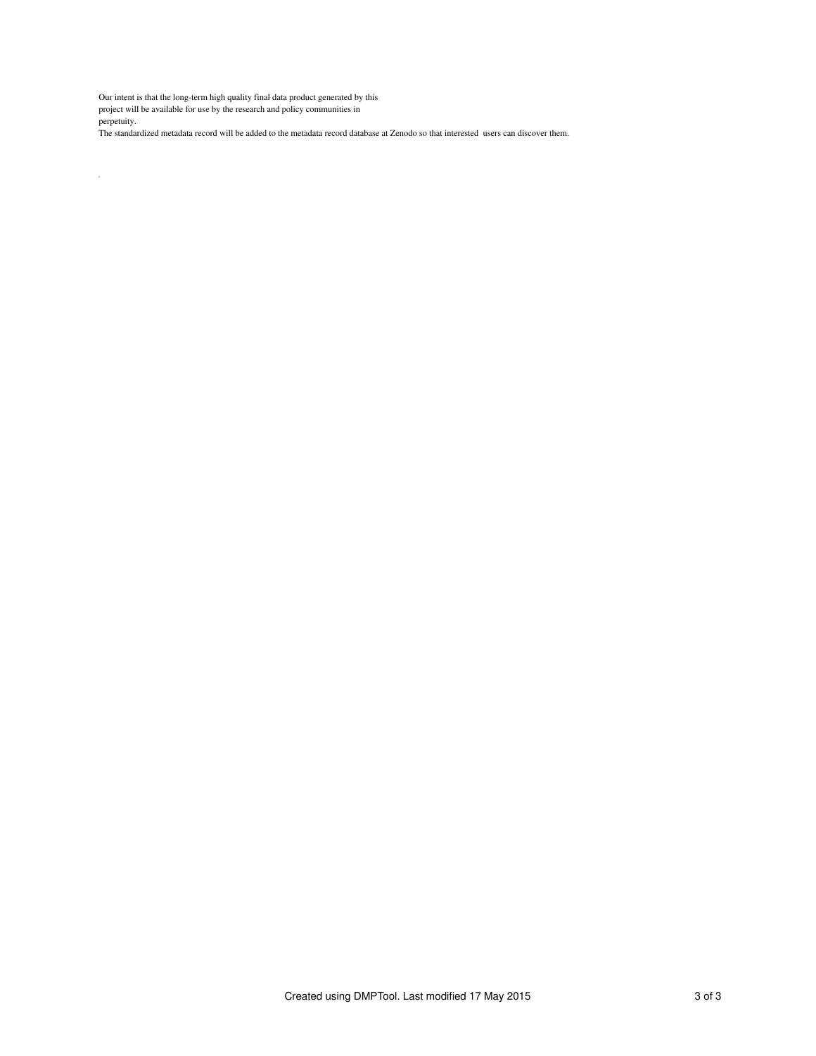Our intent is that the long-term high quality final data product generated by this project will be available for use by the research and policy communities in perpetuity.

The standardized metadata record will be added to the metadata record database at Zenodo so that interested users can discover them.